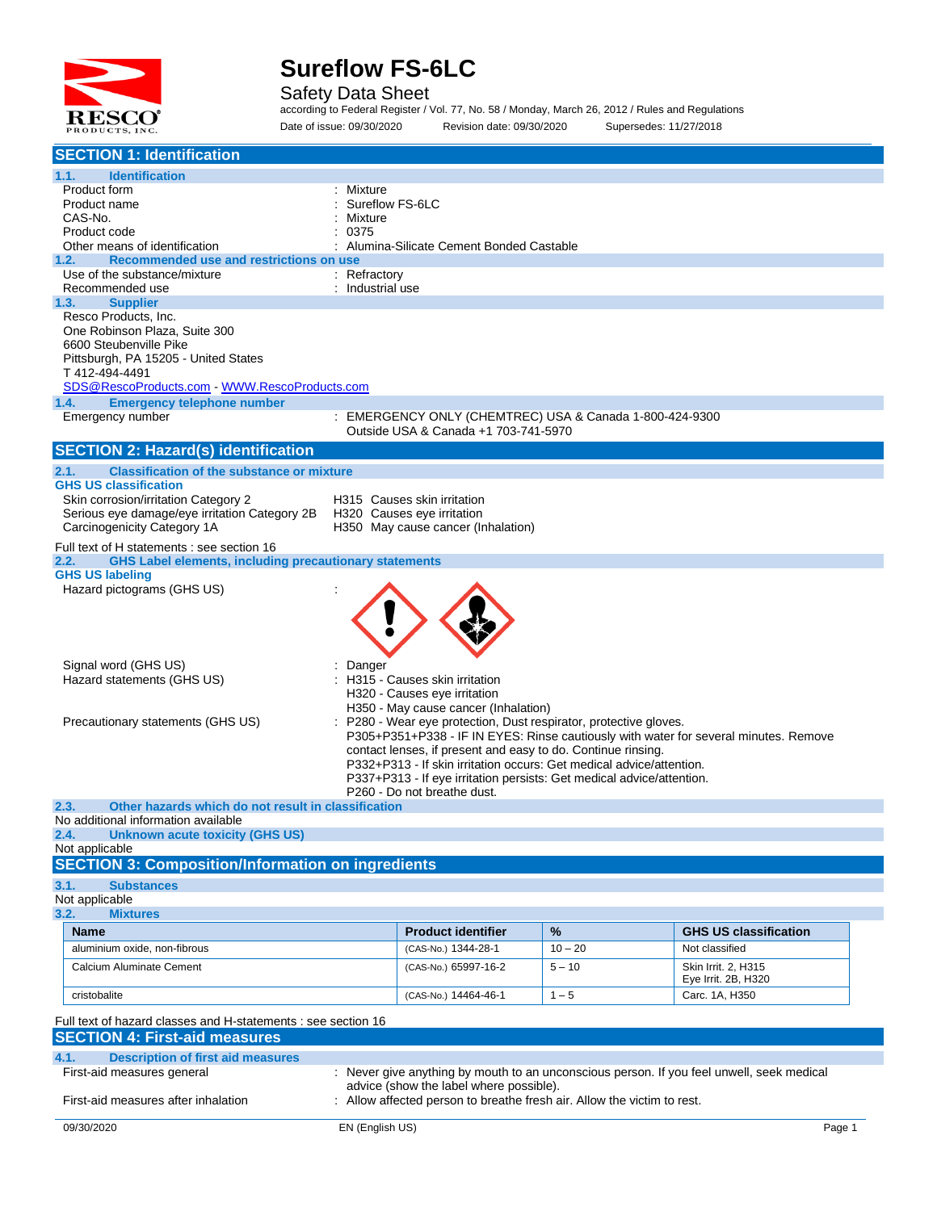# Sureflow FS-6LC

Safety Data Sheet

according to Federal Register / Vol. 77, No. 58 / Monday, March 26, 2012 / Rules and Regulations

Date of issue: 09/30/2020 Revision date: 09/30/2020 Supersedes: 11/27/2018

## SECTION 1: Identification

### 1.1. Identification

| | |
|---|---|
| Product form | : Mixture |
| Product name | : Sureflow FS-6LC |
| CAS-No. | : Mixture |
| Product code | : 0375 |
| Other means of identification | : Alumina-Silicate Cement Bonded Castable |

### 1.2. Recommended use and restrictions on use

| | |
|---|---|
| Use of the substance/mixture | : Refractory |
| Recommended use | : Industrial use |

### 1.3. Supplier

Resco Products, Inc.
One Robinson Plaza, Suite 300
6600 Steubenville Pike
Pittsburgh, PA 15205 - United States
T 412-494-4491
SDS@RescoProducts.com - WWW.RescoProducts.com

### 1.4. Emergency telephone number

| | |
|---|---|
| Emergency number | : EMERGENCY ONLY (CHEMTREC) USA & Canada 1-800-424-9300<br>Outside USA & Canada +1 703-741-5970 |

## SECTION 2: Hazard(s) identification

### 2.1. Classification of the substance or mixture

**GHS US classification**

| | |
|---|---|
| Skin corrosion/irritation Category 2 | H315 Causes skin irritation |
| Serious eye damage/eye irritation Category 2B | H320 Causes eye irritation |
| Carcinogenicity Category 1A | H350 May cause cancer (Inhalation) |

Full text of H statements : see section 16

### 2.2. GHS Label elements, including precautionary statements

**GHS US labeling**

Hazard pictograms (GHS US) :

Signal word (GHS US) : Danger

Hazard statements (GHS US) :
- H315 - Causes skin irritation
- H320 - Causes eye irritation
- H350 - May cause cancer (Inhalation)

Precautionary statements (GHS US) :
- P280 - Wear eye protection, Dust respirator, protective gloves.
- P305+P351+P338 - IF IN EYES: Rinse cautiously with water for several minutes. Remove contact lenses, if present and easy to do. Continue rinsing.
- P332+P313 - If skin irritation occurs: Get medical advice/attention.
- P337+P313 - If eye irritation persists: Get medical advice/attention.
- P260 - Do not breathe dust.

### 2.3. Other hazards which do not result in classification

No additional information available

### 2.4. Unknown acute toxicity (GHS US)

Not applicable

## SECTION 3: Composition/Information on ingredients

### 3.1. Substances

Not applicable

### 3.2. Mixtures

| Name | Product identifier | % | GHS US classification |
|---|---|---|---|
| aluminium oxide, non-fibrous | (CAS-No.) 1344-28-1 | 10 – 20 | Not classified |
| Calcium Aluminate Cement | (CAS-No.) 65997-16-2 | 5 – 10 | Skin Irrit. 2, H315<br>Eye Irrit. 2B, H320 |
| cristobalite | (CAS-No.) 14464-46-1 | 1 – 5 | Carc. 1A, H350 |

Full text of hazard classes and H-statements : see section 16

## SECTION 4: First-aid measures

### 4.1. Description of first aid measures

| | |
|---|---|
| First-aid measures general | : Never give anything by mouth to an unconscious person. If you feel unwell, seek medical advice (show the label where possible). |
| First-aid measures after inhalation | : Allow affected person to breathe fresh air. Allow the victim to rest. |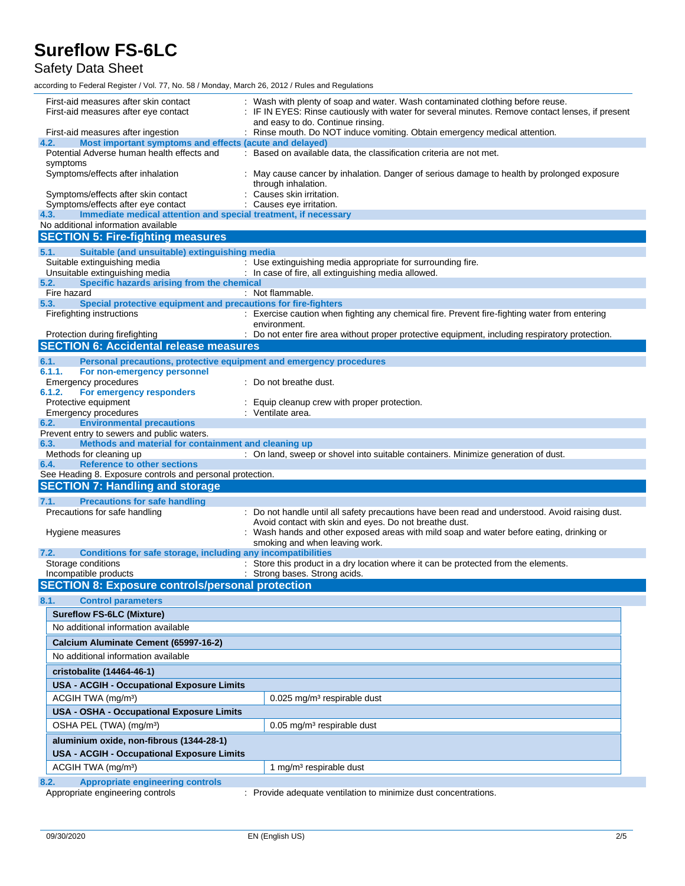First-aid measures after skin contact : Wash with plenty of soap and water. Wash contaminated clothing before reuse.

First-aid measures after eye contact : IF IN EYES: Rinse cautiously with water for several minutes. Remove contact lenses, if present and easy to do. Continue rinsing.

First-aid measures after ingestion : Rinse mouth. Do NOT induce vomiting. Obtain emergency medical attention.

### 4.2. Most important symptoms and effects (acute and delayed)

Potential Adverse human health effects and symptoms : Based on available data, the classification criteria are not met.

Symptoms/effects after inhalation : May cause cancer by inhalation. Danger of serious damage to health by prolonged exposure through inhalation.

Symptoms/effects after skin contact : Causes skin irritation.

Symptoms/effects after eye contact : Causes eye irritation.

### 4.3. Immediate medical attention and special treatment, if necessary

No additional information available

## SECTION 5: Fire-fighting measures

### 5.1. Suitable (and unsuitable) extinguishing media

Suitable extinguishing media : Use extinguishing media appropriate for surrounding fire.

Unsuitable extinguishing media : In case of fire, all extinguishing media allowed.

### 5.2. Specific hazards arising from the chemical

Fire hazard : Not flammable.

### 5.3. Special protective equipment and precautions for fire-fighters

Firefighting instructions : Exercise caution when fighting any chemical fire. Prevent fire-fighting water from entering environment.

Protection during firefighting : Do not enter fire area without proper protective equipment, including respiratory protection.

## SECTION 6: Accidental release measures

### 6.1. Personal precautions, protective equipment and emergency procedures

#### 6.1.1. For non-emergency personnel

Emergency procedures : Do not breathe dust.

#### 6.1.2. For emergency responders

Protective equipment : Equip cleanup crew with proper protection.

Emergency procedures : Ventilate area.

### 6.2. Environmental precautions

Prevent entry to sewers and public waters.

### 6.3. Methods and material for containment and cleaning up

Methods for cleaning up : On land, sweep or shovel into suitable containers. Minimize generation of dust.

### 6.4. Reference to other sections

See Heading 8. Exposure controls and personal protection.

## SECTION 7: Handling and storage

### 7.1. Precautions for safe handling

Precautions for safe handling : Do not handle until all safety precautions have been read and understood. Avoid raising dust. Avoid contact with skin and eyes. Do not breathe dust.

Hygiene measures : Wash hands and other exposed areas with mild soap and water before eating, drinking or smoking and when leaving work.

### 7.2. Conditions for safe storage, including any incompatibilities

Storage conditions : Store this product in a dry location where it can be protected from the elements.

Incompatible products : Strong bases. Strong acids.

## SECTION 8: Exposure controls/personal protection

### 8.1. Control parameters

| **Sureflow FS-6LC (Mixture)** | |
|---|---|
| No additional information available | |
| **Calcium Aluminate Cement (65997-16-2)** | |
| No additional information available | |
| **cristobalite (14464-46-1)** | |
| **USA - ACGIH - Occupational Exposure Limits** | |
| ACGIH TWA (mg/m³) | 0.025 mg/m³ respirable dust |
| **USA - OSHA - Occupational Exposure Limits** | |
| OSHA PEL (TWA) (mg/m³) | 0.05 mg/m³ respirable dust |
| **aluminium oxide, non-fibrous (1344-28-1)** | |
| **USA - ACGIH - Occupational Exposure Limits** | |
| ACGIH TWA (mg/m³) | 1 mg/m³ respirable dust |

### 8.2. Appropriate engineering controls

Appropriate engineering controls : Provide adequate ventilation to minimize dust concentrations.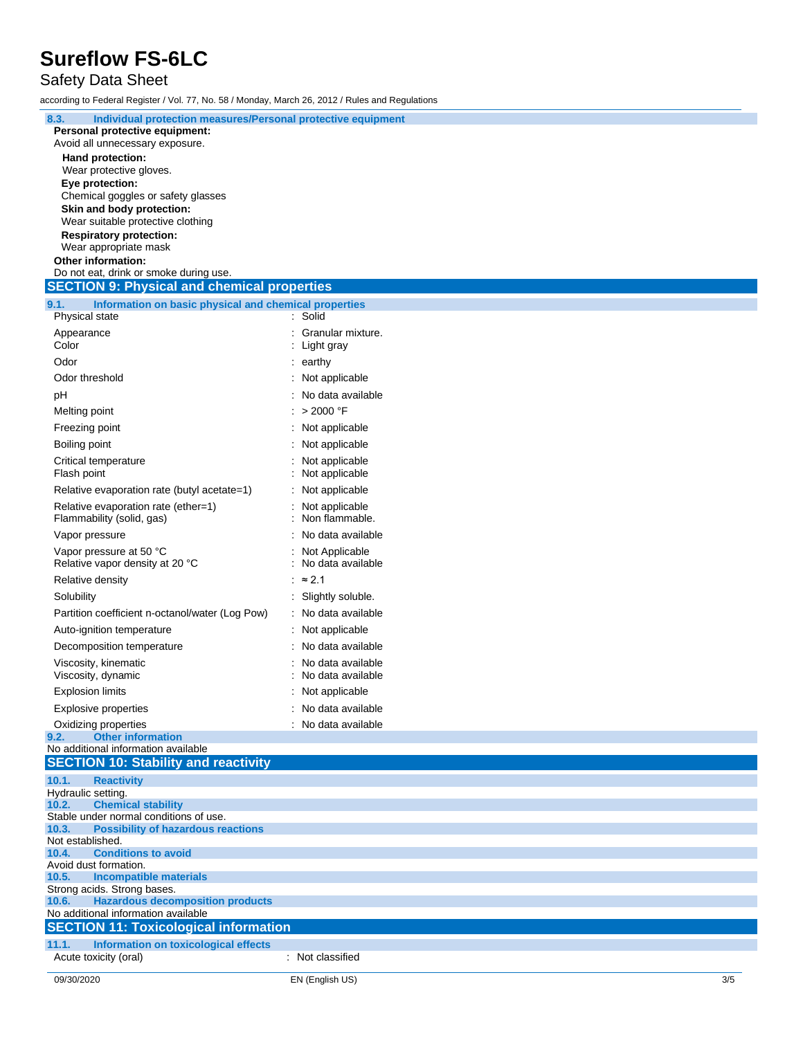### 8.3. Individual protection measures/Personal protective equipment

**Personal protective equipment:**

Avoid all unnecessary exposure.

**Hand protection:**

Wear protective gloves.

**Eye protection:**

Chemical goggles or safety glasses

**Skin and body protection:**

Wear suitable protective clothing

**Respiratory protection:**

Wear appropriate mask

**Other information:**

Do not eat, drink or smoke during use.

## SECTION 9: Physical and chemical properties

### 9.1. Information on basic physical and chemical properties

| Property | Value |
|---|---|
| Physical state | Solid |
| Appearance | Granular mixture. |
| Color | Light gray |
| Odor | earthy |
| Odor threshold | Not applicable |
| pH | No data available |
| Melting point | > 2000 °F |
| Freezing point | Not applicable |
| Boiling point | Not applicable |
| Critical temperature | Not applicable |
| Flash point | Not applicable |
| Relative evaporation rate (butyl acetate=1) | Not applicable |
| Relative evaporation rate (ether=1) | Not applicable |
| Flammability (solid, gas) | Non flammable. |
| Vapor pressure | No data available |
| Vapor pressure at 50 °C | Not Applicable |
| Relative vapor density at 20 °C | No data available |
| Relative density | ≈ 2.1 |
| Solubility | Slightly soluble. |
| Partition coefficient n-octanol/water (Log Pow) | No data available |
| Auto-ignition temperature | Not applicable |
| Decomposition temperature | No data available |
| Viscosity, kinematic | No data available |
| Viscosity, dynamic | No data available |
| Explosion limits | Not applicable |
| Explosive properties | No data available |
| Oxidizing properties | No data available |

### 9.2. Other information

No additional information available

## SECTION 10: Stability and reactivity

### 10.1. Reactivity

Hydraulic setting.

### 10.2. Chemical stability

Stable under normal conditions of use.

### 10.3. Possibility of hazardous reactions

Not established.

### 10.4. Conditions to avoid

Avoid dust formation.

### 10.5. Incompatible materials

Strong acids. Strong bases.

### 10.6. Hazardous decomposition products

No additional information available

## SECTION 11: Toxicological information

### 11.1. Information on toxicological effects

| Effect | Classification |
|---|---|
| Acute toxicity (oral) | Not classified |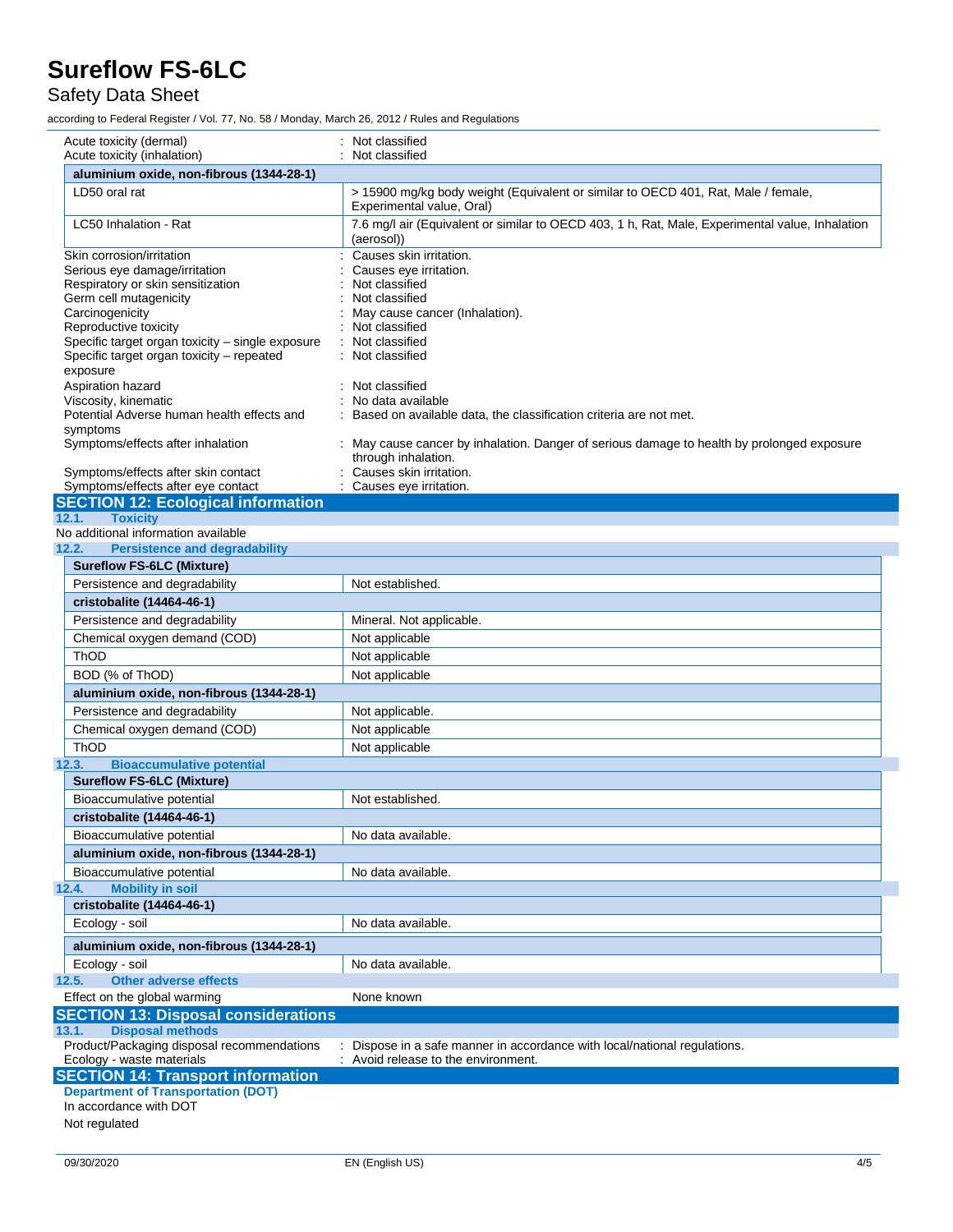Acute toxicity (dermal) : Not classified
Acute toxicity (inhalation) : Not classified

| aluminium oxide, non-fibrous (1344-28-1) | |
|---|---|
| LD50 oral rat | > 15900 mg/kg body weight (Equivalent or similar to OECD 401, Rat, Male / female, Experimental value, Oral) |
| LC50 Inhalation - Rat | 7.6 mg/l air (Equivalent or similar to OECD 403, 1 h, Rat, Male, Experimental value, Inhalation (aerosol)) |

Skin corrosion/irritation : Causes skin irritation.
Serious eye damage/irritation : Causes eye irritation.
Respiratory or skin sensitization : Not classified
Germ cell mutagenicity : Not classified
Carcinogenicity : May cause cancer (Inhalation).
Reproductive toxicity : Not classified
Specific target organ toxicity – single exposure : Not classified
Specific target organ toxicity – repeated exposure : Not classified
Aspiration hazard : Not classified
Viscosity, kinematic : No data available
Potential Adverse human health effects and symptoms : Based on available data, the classification criteria are not met.
Symptoms/effects after inhalation : May cause cancer by inhalation. Danger of serious damage to health by prolonged exposure through inhalation.
Symptoms/effects after skin contact : Causes skin irritation.
Symptoms/effects after eye contact : Causes eye irritation.

## SECTION 12: Ecological information

### 12.1. Toxicity

No additional information available

### 12.2. Persistence and degradability

| Sureflow FS-6LC (Mixture) | |
|---|---|
| Persistence and degradability | Not established. |
| **cristobalite (14464-46-1)** | |
| Persistence and degradability | Mineral. Not applicable. |
| Chemical oxygen demand (COD) | Not applicable |
| ThOD | Not applicable |
| BOD (% of ThOD) | Not applicable |
| **aluminium oxide, non-fibrous (1344-28-1)** | |
| Persistence and degradability | Not applicable. |
| Chemical oxygen demand (COD) | Not applicable |
| ThOD | Not applicable |

### 12.3. Bioaccumulative potential

| Sureflow FS-6LC (Mixture) | |
|---|---|
| Bioaccumulative potential | Not established. |
| **cristobalite (14464-46-1)** | |
| Bioaccumulative potential | No data available. |
| **aluminium oxide, non-fibrous (1344-28-1)** | |
| Bioaccumulative potential | No data available. |

### 12.4. Mobility in soil

| cristobalite (14464-46-1) | |
|---|---|
| Ecology - soil | No data available. |

| aluminium oxide, non-fibrous (1344-28-1) | |
|---|---|
| Ecology - soil | No data available. |

### 12.5. Other adverse effects

Effect on the global warming : None known

## SECTION 13: Disposal considerations

### 13.1. Disposal methods

Product/Packaging disposal recommendations : Dispose in a safe manner in accordance with local/national regulations.
Ecology - waste materials : Avoid release to the environment.

## SECTION 14: Transport information

**Department of Transportation (DOT)**

In accordance with DOT

Not regulated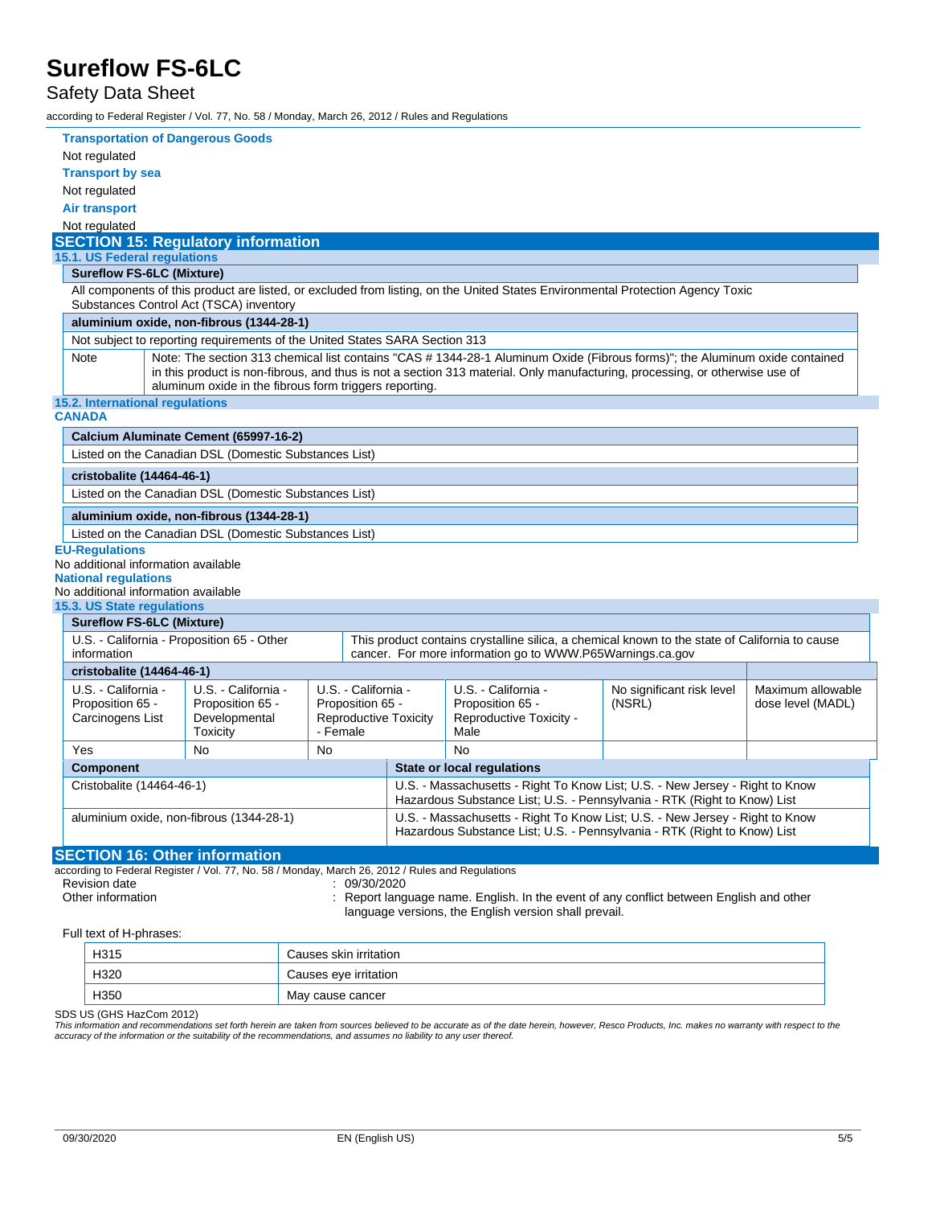**Transportation of Dangerous Goods**

Not regulated

**Transport by sea**

Not regulated

**Air transport**

Not regulated

## SECTION 15: Regulatory information

### 15.1. US Federal regulations

| | |
|---|---|
| **Sureflow FS-6LC (Mixture)** | |
| All components of this product are listed, or excluded from listing, on the United States Environmental Protection Agency Toxic Substances Control Act (TSCA) inventory | |
| **aluminium oxide, non-fibrous (1344-28-1)** | |
| Not subject to reporting requirements of the United States SARA Section 313 | |
| Note | Note: The section 313 chemical list contains "CAS # 1344-28-1 Aluminum Oxide (Fibrous forms)"; the Aluminum oxide contained in this product is non-fibrous, and thus is not a section 313 material. Only manufacturing, processing, or otherwise use of aluminum oxide in the fibrous form triggers reporting. |

### 15.2. International regulations

**CANADA**

| |
|---|
| **Calcium Aluminate Cement (65997-16-2)** |
| Listed on the Canadian DSL (Domestic Substances List) |
| **cristobalite (14464-46-1)** |
| Listed on the Canadian DSL (Domestic Substances List) |
| **aluminium oxide, non-fibrous (1344-28-1)** |
| Listed on the Canadian DSL (Domestic Substances List) |

**EU-Regulations**

No additional information available

**National regulations**

No additional information available

### 15.3. US State regulations

| | |
|---|---|
| **Sureflow FS-6LC (Mixture)** | |
| U.S. - California - Proposition 65 - Other information | This product contains crystalline silica, a chemical known to the state of California to cause cancer. For more information go to WWW.P65Warnings.ca.gov |

**cristobalite (14464-46-1)**

| U.S. - California - Proposition 65 - Carcinogens List | U.S. - California - Proposition 65 - Developmental Toxicity | U.S. - California - Proposition 65 - Reproductive Toxicity - Female | U.S. - California - Proposition 65 - Reproductive Toxicity - Male | No significant risk level (NSRL) | Maximum allowable dose level (MADL) |
|---|---|---|---|---|---|
| Yes | No | No | No | | |

| Component | State or local regulations |
|---|---|
| Cristobalite (14464-46-1) | U.S. - Massachusetts - Right To Know List; U.S. - New Jersey - Right to Know Hazardous Substance List; U.S. - Pennsylvania - RTK (Right to Know) List |
| aluminium oxide, non-fibrous (1344-28-1) | U.S. - Massachusetts - Right To Know List; U.S. - New Jersey - Right to Know Hazardous Substance List; U.S. - Pennsylvania - RTK (Right to Know) List |

## SECTION 16: Other information

according to Federal Register / Vol. 77, No. 58 / Monday, March 26, 2012 / Rules and Regulations

Revision date : 09/30/2020

Other information : Report language name. English. In the event of any conflict between English and other language versions, the English version shall prevail.

Full text of H-phrases:

| | |
|---|---|
| H315 | Causes skin irritation |
| H320 | Causes eye irritation |
| H350 | May cause cancer |

SDS US (GHS HazCom 2012)

*This information and recommendations set forth herein are taken from sources believed to be accurate as of the date herein, however, Resco Products, Inc. makes no warranty with respect to the accuracy of the information or the suitability of the recommendations, and assumes no liability to any user thereof.*